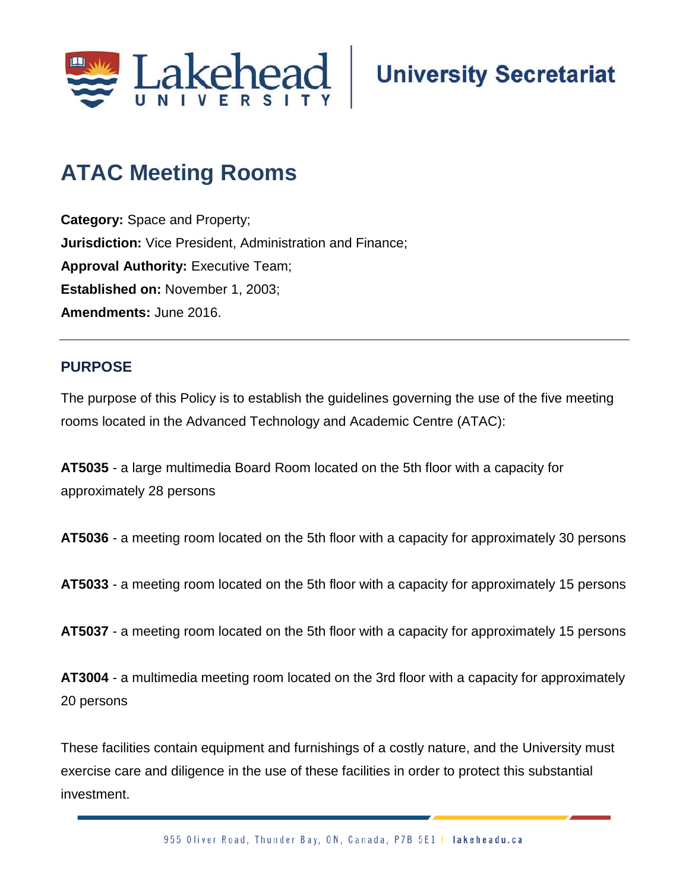# ATAC Meeting Rooms

**Category:** Space and Property;
**Jurisdiction:** Vice President, Administration and Finance;
**Approval Authority:** Executive Team;
**Established on:** November 1, 2003;
**Amendments:** June 2016.

---

## PURPOSE

The purpose of this Policy is to establish the guidelines governing the use of the five meeting rooms located in the Advanced Technology and Academic Centre (ATAC):

**AT5035** - a large multimedia Board Room located on the 5th floor with a capacity for approximately 28 persons

**AT5036** - a meeting room located on the 5th floor with a capacity for approximately 30 persons

**AT5033** - a meeting room located on the 5th floor with a capacity for approximately 15 persons

**AT5037** - a meeting room located on the 5th floor with a capacity for approximately 15 persons

**AT3004** - a multimedia meeting room located on the 3rd floor with a capacity for approximately 20 persons

These facilities contain equipment and furnishings of a costly nature, and the University must exercise care and diligence in the use of these facilities in order to protect this substantial investment.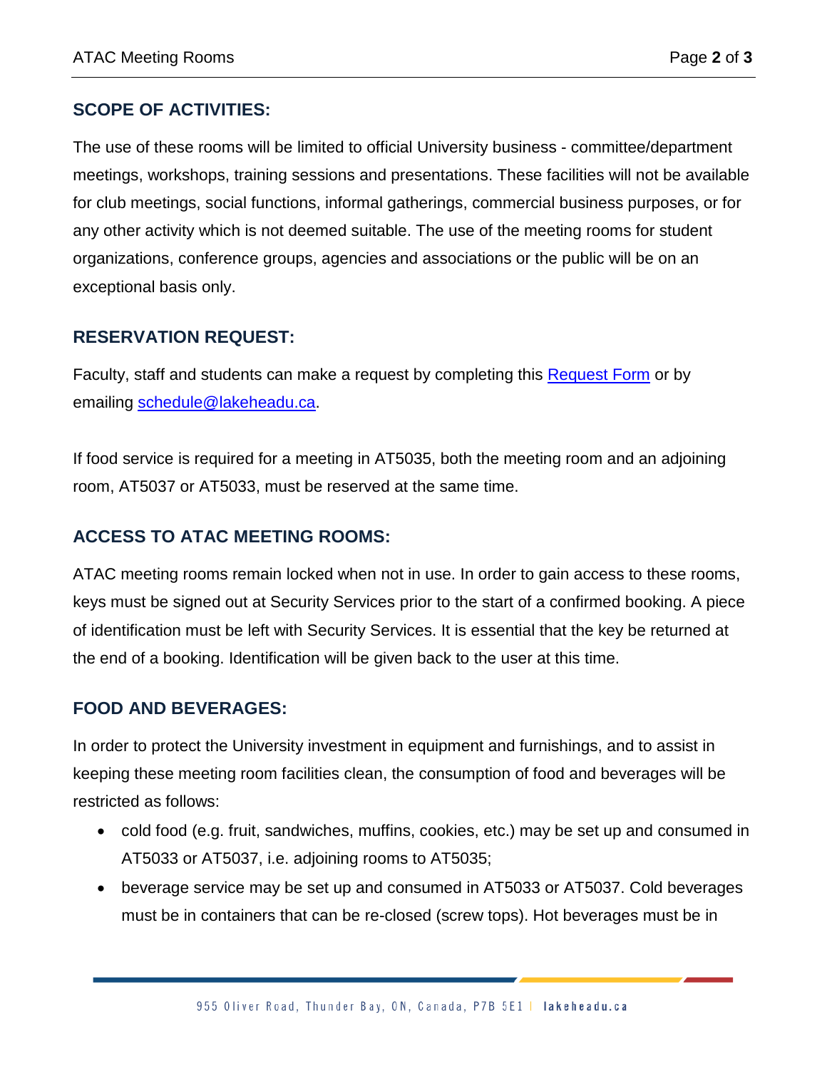## SCOPE OF ACTIVITIES:

The use of these rooms will be limited to official University business - committee/department meetings, workshops, training sessions and presentations. These facilities will not be available for club meetings, social functions, informal gatherings, commercial business purposes, or for any other activity which is not deemed suitable. The use of the meeting rooms for student organizations, conference groups, agencies and associations or the public will be on an exceptional basis only.

## RESERVATION REQUEST:

Faculty, staff and students can make a request by completing this [Request Form] or by emailing [schedule@lakeheadu.ca].

If food service is required for a meeting in AT5035, both the meeting room and an adjoining room, AT5037 or AT5033, must be reserved at the same time.

## ACCESS TO ATAC MEETING ROOMS:

ATAC meeting rooms remain locked when not in use. In order to gain access to these rooms, keys must be signed out at Security Services prior to the start of a confirmed booking. A piece of identification must be left with Security Services. It is essential that the key be returned at the end of a booking. Identification will be given back to the user at this time.

## FOOD AND BEVERAGES:

In order to protect the University investment in equipment and furnishings, and to assist in keeping these meeting room facilities clean, the consumption of food and beverages will be restricted as follows:

- cold food (e.g. fruit, sandwiches, muffins, cookies, etc.) may be set up and consumed in AT5033 or AT5037, i.e. adjoining rooms to AT5035;
- beverage service may be set up and consumed in AT5033 or AT5037. Cold beverages must be in containers that can be re-closed (screw tops). Hot beverages must be in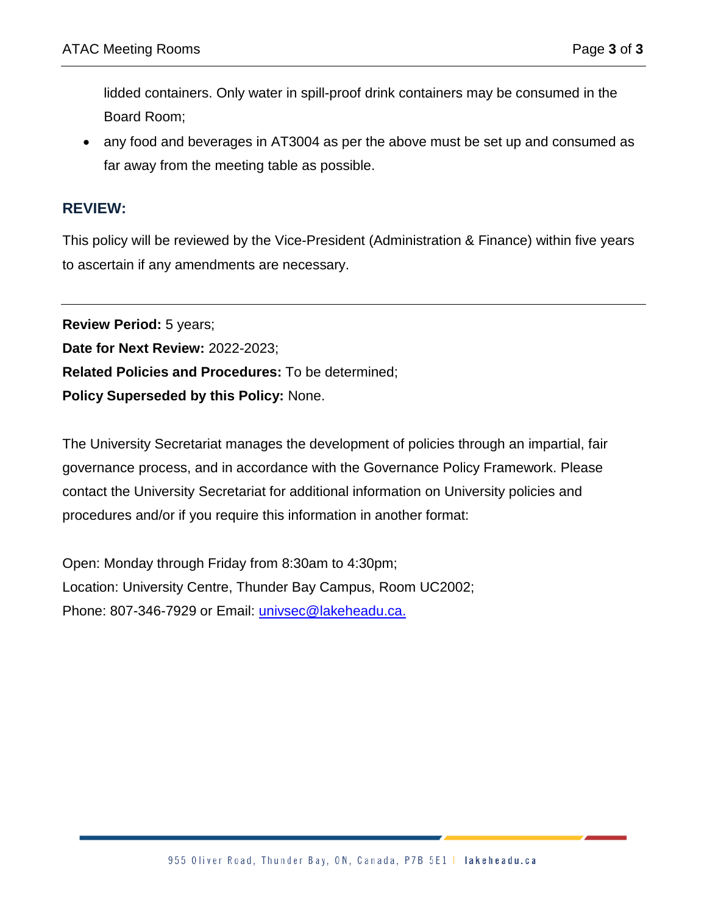lidded containers. Only water in spill-proof drink containers may be consumed in the Board Room;

- any food and beverages in AT3004 as per the above must be set up and consumed as far away from the meeting table as possible.

## REVIEW:

This policy will be reviewed by the Vice-President (Administration & Finance) within five years to ascertain if any amendments are necessary.

---

**Review Period:** 5 years;
**Date for Next Review:** 2022-2023;
**Related Policies and Procedures:** To be determined;
**Policy Superseded by this Policy:** None.

The University Secretariat manages the development of policies through an impartial, fair governance process, and in accordance with the Governance Policy Framework. Please contact the University Secretariat for additional information on University policies and procedures and/or if you require this information in another format:

Open: Monday through Friday from 8:30am to 4:30pm;
Location: University Centre, Thunder Bay Campus, Room UC2002;
Phone: 807-346-7929 or Email: univsec@lakeheadu.ca.